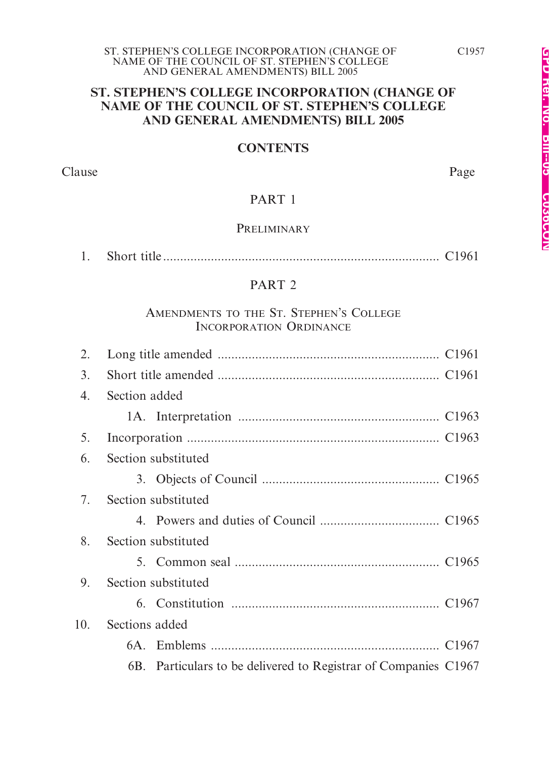# ST. STEPHEN'S COLLEGE INCORPORATION (CHANGE OF NAME OF THE COUNCIL OF ST. STEPHEN'S COLLEGE AND GENERAL AMENDMENTS) BILL 2005

## CONTENTS

| Clause | | Page |
|---|---|---|
| | **PART 1** | |
| | PRELIMINARY | |
| 1. | Short title | C1961 |
| | **PART 2** | |
| | AMENDMENTS TO THE ST. STEPHEN'S COLLEGE INCORPORATION ORDINANCE | |
| 2. | Long title amended | C1961 |
| 3. | Short title amended | C1961 |
| 4. | Section added | |
| | 1A. Interpretation | C1963 |
| 5. | Incorporation | C1963 |
| 6. | Section substituted | |
| | 3. Objects of Council | C1965 |
| 7. | Section substituted | |
| | 4. Powers and duties of Council | C1965 |
| 8. | Section substituted | |
| | 5. Common seal | C1965 |
| 9. | Section substituted | |
| | 6. Constitution | C1967 |
| 10. | Sections added | |
| | 6A. Emblems | C1967 |
| | 6B. Particulars to be delivered to Registrar of Companies | C1967 |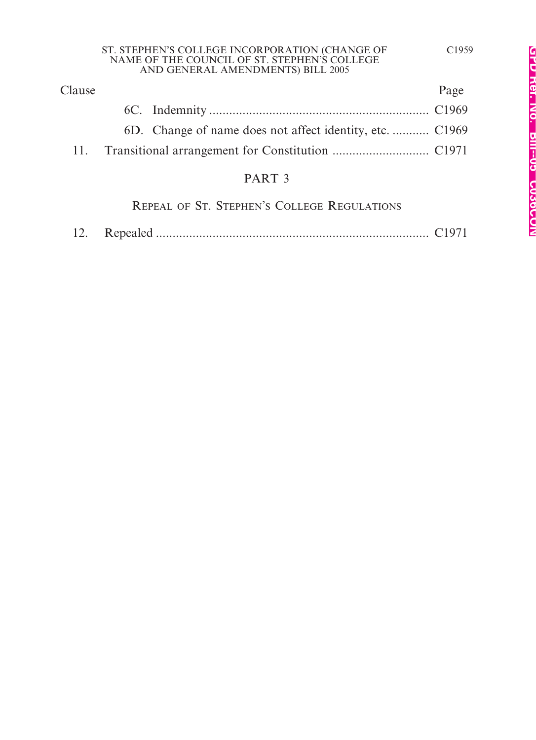| Clause | | Page |
|---|---|---|
| | 6C. Indemnity | C1969 |
| | 6D. Change of name does not affect identity, etc. | C1969 |
| 11. | Transitional arrangement for Constitution | C1971 |

## PART 3

### REPEAL OF ST. STEPHEN'S COLLEGE REGULATIONS

| Clause | | Page |
|---|---|---|
| 12. | Repealed | C1971 |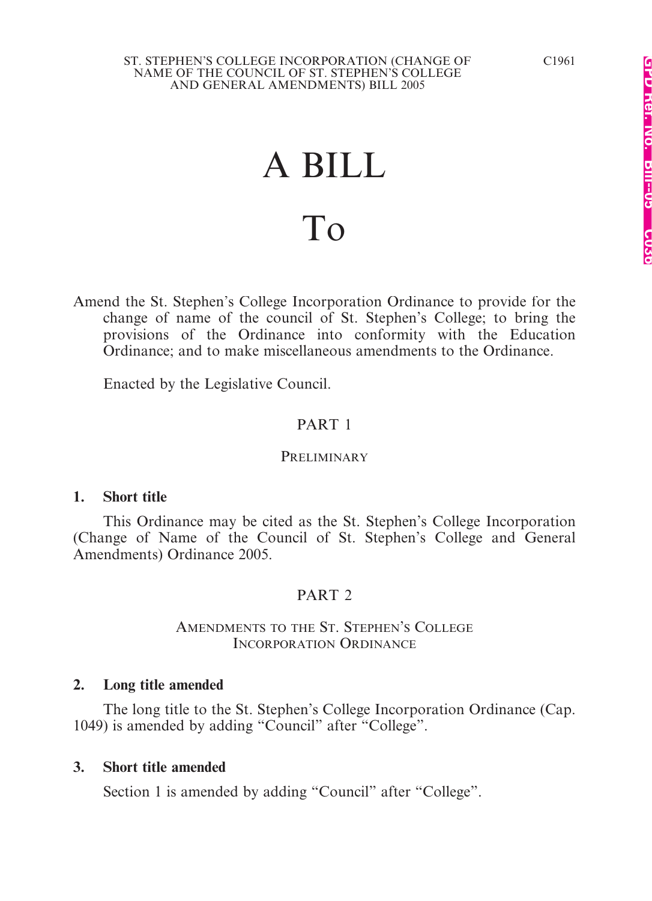# A BILL

# To

Amend the St. Stephen's College Incorporation Ordinance to provide for the change of name of the council of St. Stephen's College; to bring the provisions of the Ordinance into conformity with the Education Ordinance; and to make miscellaneous amendments to the Ordinance.

Enacted by the Legislative Council.

## PART 1

## PRELIMINARY

**1. Short title**

This Ordinance may be cited as the St. Stephen's College Incorporation (Change of Name of the Council of St. Stephen's College and General Amendments) Ordinance 2005.

## PART 2

## AMENDMENTS TO THE ST. STEPHEN'S COLLEGE INCORPORATION ORDINANCE

**2. Long title amended**

The long title to the St. Stephen's College Incorporation Ordinance (Cap. 1049) is amended by adding "Council" after "College".

**3. Short title amended**

Section 1 is amended by adding "Council" after "College".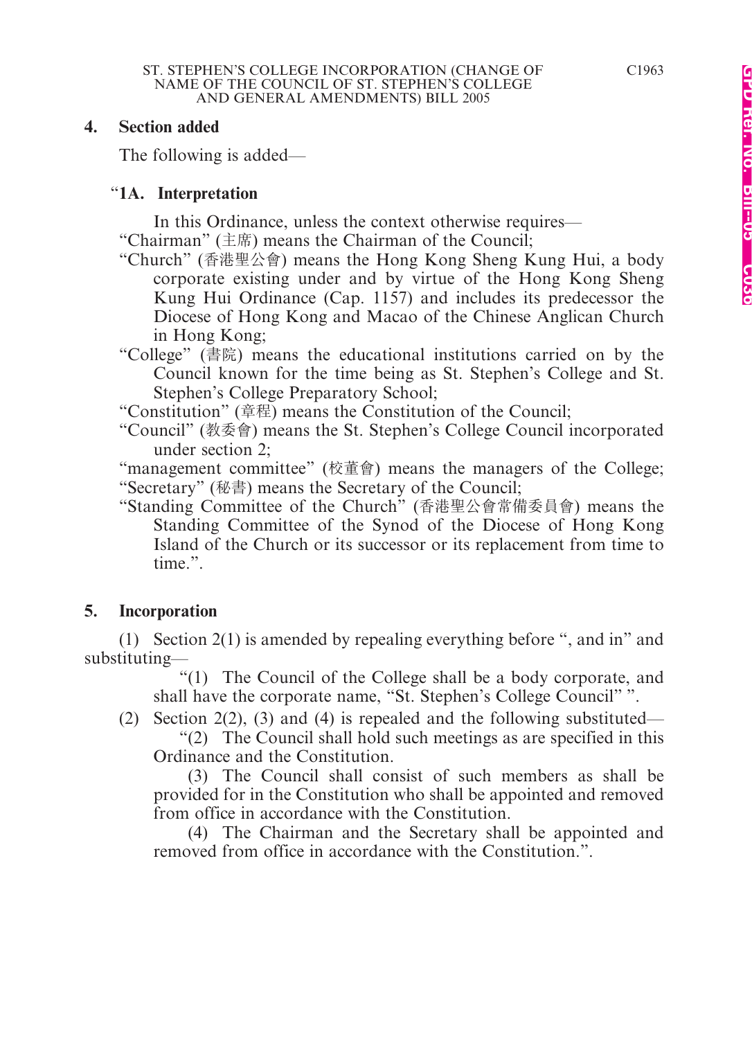**4. Section added**

The following is added—

**"1A. Interpretation**

In this Ordinance, unless the context otherwise requires—

"Chairman" (主席) means the Chairman of the Council;

"Church" (香港聖公會) means the Hong Kong Sheng Kung Hui, a body corporate existing under and by virtue of the Hong Kong Sheng Kung Hui Ordinance (Cap. 1157) and includes its predecessor the Diocese of Hong Kong and Macao of the Chinese Anglican Church in Hong Kong;

"College" (書院) means the educational institutions carried on by the Council known for the time being as St. Stephen's College and St. Stephen's College Preparatory School;

"Constitution" (章程) means the Constitution of the Council;

"Council" (教委會) means the St. Stephen's College Council incorporated under section 2;

"management committee" (校董會) means the managers of the College;

"Secretary" (秘書) means the Secretary of the Council;

"Standing Committee of the Church" (香港聖公會常備委員會) means the Standing Committee of the Synod of the Diocese of Hong Kong Island of the Church or its successor or its replacement from time to time.".

**5. Incorporation**

(1) Section 2(1) is amended by repealing everything before ", and in" and substituting—

"(1) The Council of the College shall be a body corporate, and shall have the corporate name, "St. Stephen's College Council" ".

(2) Section 2(2), (3) and (4) is repealed and the following substituted—

"(2) The Council shall hold such meetings as are specified in this Ordinance and the Constitution.

(3) The Council shall consist of such members as shall be provided for in the Constitution who shall be appointed and removed from office in accordance with the Constitution.

(4) The Chairman and the Secretary shall be appointed and removed from office in accordance with the Constitution.".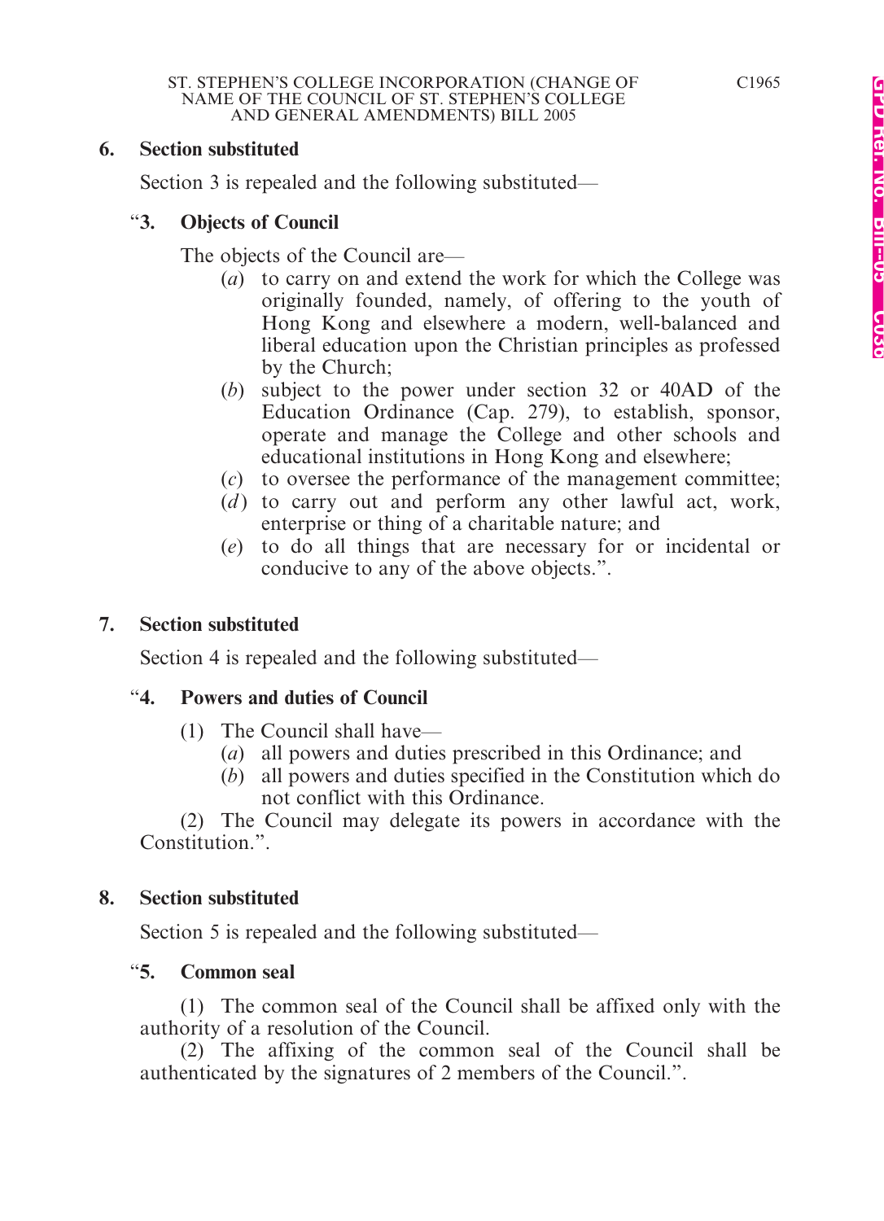## 6. Section substituted

Section 3 is repealed and the following substituted—

### "3. Objects of Council

The objects of the Council are—

(*a*) to carry on and extend the work for which the College was originally founded, namely, of offering to the youth of Hong Kong and elsewhere a modern, well-balanced and liberal education upon the Christian principles as professed by the Church;

(*b*) subject to the power under section 32 or 40AD of the Education Ordinance (Cap. 279), to establish, sponsor, operate and manage the College and other schools and educational institutions in Hong Kong and elsewhere;

(*c*) to oversee the performance of the management committee;

(*d*) to carry out and perform any other lawful act, work, enterprise or thing of a charitable nature; and

(*e*) to do all things that are necessary for or incidental or conducive to any of the above objects.".

## 7. Section substituted

Section 4 is repealed and the following substituted—

### "4. Powers and duties of Council

(1) The Council shall have—

(*a*) all powers and duties prescribed in this Ordinance; and

(*b*) all powers and duties specified in the Constitution which do not conflict with this Ordinance.

(2) The Council may delegate its powers in accordance with the Constitution.".

## 8. Section substituted

Section 5 is repealed and the following substituted—

### "5. Common seal

(1) The common seal of the Council shall be affixed only with the authority of a resolution of the Council.

(2) The affixing of the common seal of the Council shall be authenticated by the signatures of 2 members of the Council.".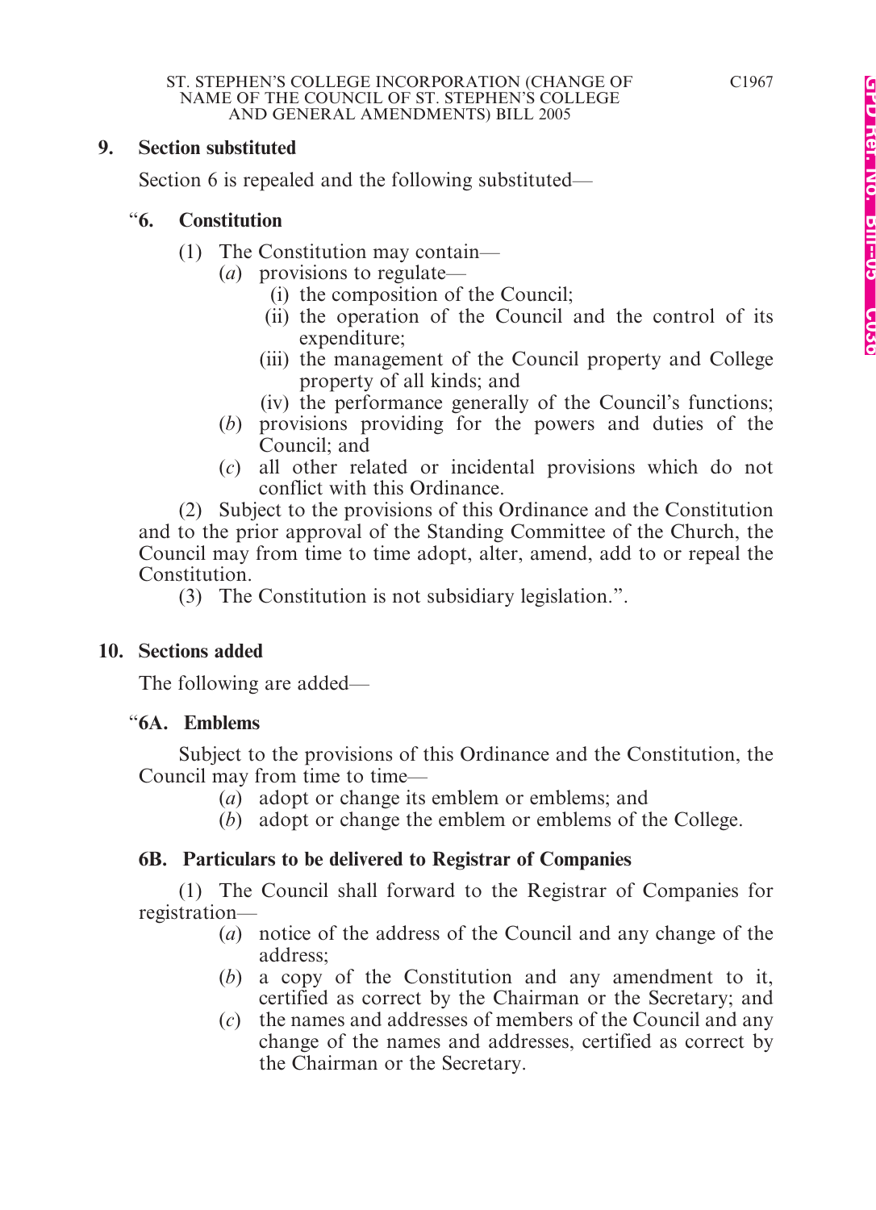**9. Section substituted**

Section 6 is repealed and the following substituted—

**“6. Constitution**

(1) The Constitution may contain—

(*a*) provisions to regulate—

(i) the composition of the Council;

(ii) the operation of the Council and the control of its expenditure;

(iii) the management of the Council property and College property of all kinds; and

(iv) the performance generally of the Council’s functions;

(*b*) provisions providing for the powers and duties of the Council; and

(*c*) all other related or incidental provisions which do not conflict with this Ordinance.

(2) Subject to the provisions of this Ordinance and the Constitution and to the prior approval of the Standing Committee of the Church, the Council may from time to time adopt, alter, amend, add to or repeal the Constitution.

(3) The Constitution is not subsidiary legislation.”.

**10. Sections added**

The following are added—

**“6A. Emblems**

Subject to the provisions of this Ordinance and the Constitution, the Council may from time to time—

(*a*) adopt or change its emblem or emblems; and

(*b*) adopt or change the emblem or emblems of the College.

**6B. Particulars to be delivered to Registrar of Companies**

(1) The Council shall forward to the Registrar of Companies for registration—

(*a*) notice of the address of the Council and any change of the address;

(*b*) a copy of the Constitution and any amendment to it, certified as correct by the Chairman or the Secretary; and

(*c*) the names and addresses of members of the Council and any change of the names and addresses, certified as correct by the Chairman or the Secretary.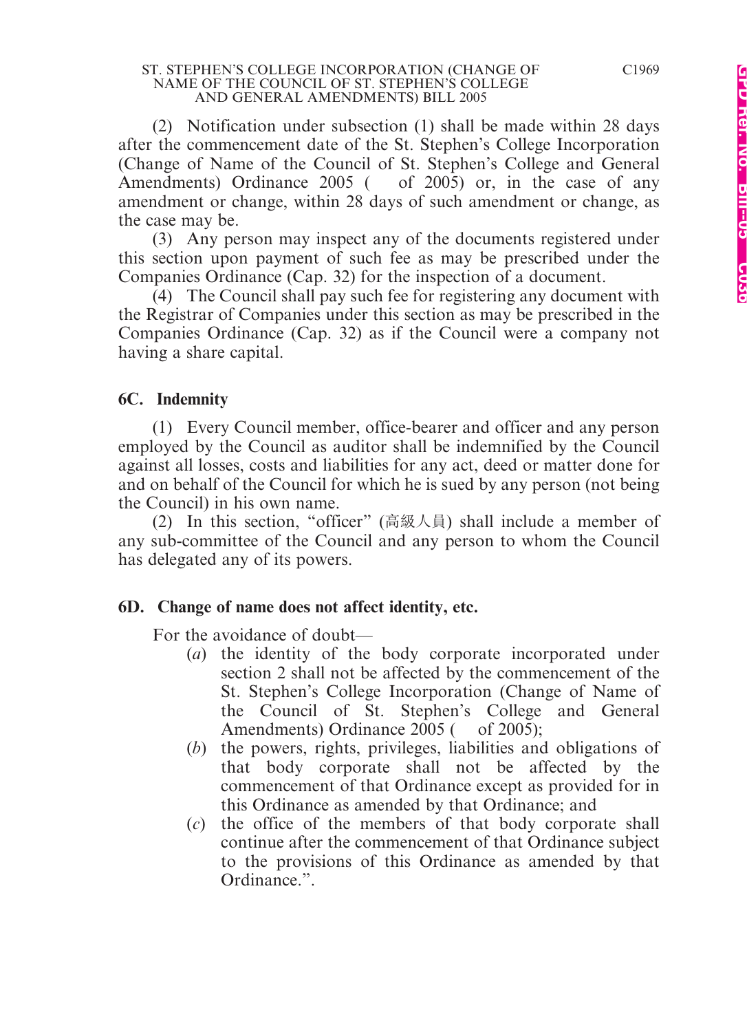(2) Notification under subsection (1) shall be made within 28 days after the commencement date of the St. Stephen's College Incorporation (Change of Name of the Council of St. Stephen's College and General Amendments) Ordinance 2005 (   of 2005) or, in the case of any amendment or change, within 28 days of such amendment or change, as the case may be.

(3) Any person may inspect any of the documents registered under this section upon payment of such fee as may be prescribed under the Companies Ordinance (Cap. 32) for the inspection of a document.

(4) The Council shall pay such fee for registering any document with the Registrar of Companies under this section as may be prescribed in the Companies Ordinance (Cap. 32) as if the Council were a company not having a share capital.

**6C. Indemnity**

(1) Every Council member, office-bearer and officer and any person employed by the Council as auditor shall be indemnified by the Council against all losses, costs and liabilities for any act, deed or matter done for and on behalf of the Council for which he is sued by any person (not being the Council) in his own name.

(2) In this section, "officer" (高級人員) shall include a member of any sub-committee of the Council and any person to whom the Council has delegated any of its powers.

**6D. Change of name does not affect identity, etc.**

For the avoidance of doubt—

(*a*) the identity of the body corporate incorporated under section 2 shall not be affected by the commencement of the St. Stephen's College Incorporation (Change of Name of the Council of St. Stephen's College and General Amendments) Ordinance 2005 (   of 2005);

(*b*) the powers, rights, privileges, liabilities and obligations of that body corporate shall not be affected by the commencement of that Ordinance except as provided for in this Ordinance as amended by that Ordinance; and

(*c*) the office of the members of that body corporate shall continue after the commencement of that Ordinance subject to the provisions of this Ordinance as amended by that Ordinance.".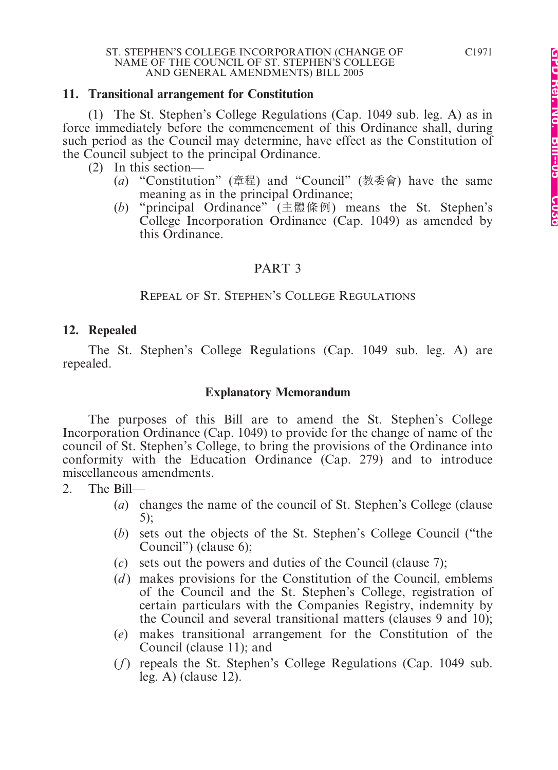### 11. Transitional arrangement for Constitution

(1) The St. Stephen's College Regulations (Cap. 1049 sub. leg. A) as in force immediately before the commencement of this Ordinance shall, during such period as the Council may determine, have effect as the Constitution of the Council subject to the principal Ordinance.

(2) In this section—

(*a*) "Constitution" (章程) and "Council" (教委會) have the same meaning as in the principal Ordinance;

(*b*) "principal Ordinance" (主體條例) means the St. Stephen's College Incorporation Ordinance (Cap. 1049) as amended by this Ordinance.

## PART 3

## REPEAL OF ST. STEPHEN'S COLLEGE REGULATIONS

### 12. Repealed

The St. Stephen's College Regulations (Cap. 1049 sub. leg. A) are repealed.

## Explanatory Memorandum

The purposes of this Bill are to amend the St. Stephen's College Incorporation Ordinance (Cap. 1049) to provide for the change of name of the council of St. Stephen's College, to bring the provisions of the Ordinance into conformity with the Education Ordinance (Cap. 279) and to introduce miscellaneous amendments.

2. The Bill—

(*a*) changes the name of the council of St. Stephen's College (clause 5);

(*b*) sets out the objects of the St. Stephen's College Council ("the Council") (clause 6);

(*c*) sets out the powers and duties of the Council (clause 7);

(*d*) makes provisions for the Constitution of the Council, emblems of the Council and the St. Stephen's College, registration of certain particulars with the Companies Registry, indemnity by the Council and several transitional matters (clauses 9 and 10);

(*e*) makes transitional arrangement for the Constitution of the Council (clause 11); and

(*f*) repeals the St. Stephen's College Regulations (Cap. 1049 sub. leg. A) (clause 12).